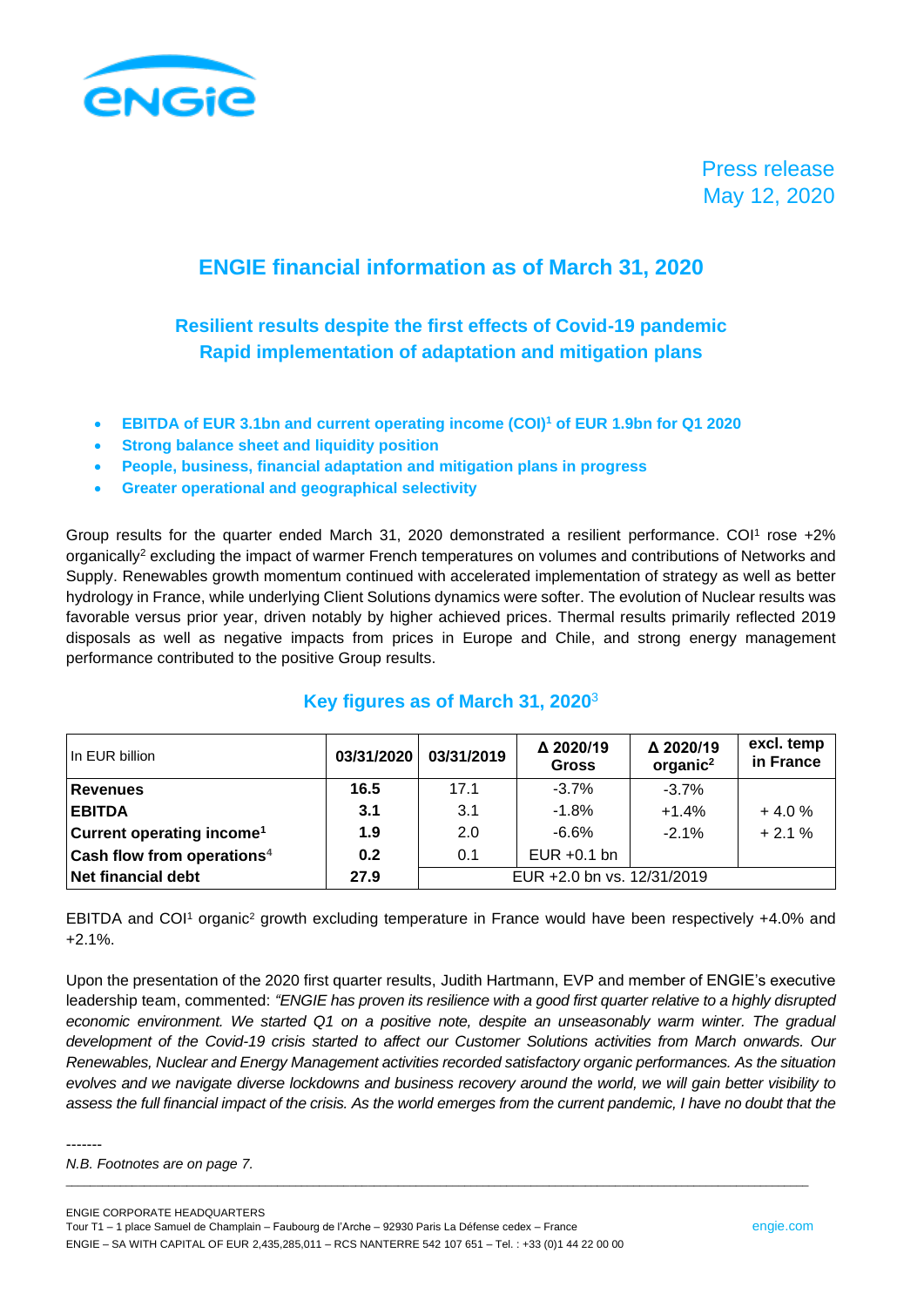Press release
May 12, 2020

# ENGIE financial information as of March 31, 2020

## Resilient results despite the first effects of Covid-19 pandemic
## Rapid implementation of adaptation and mitigation plans

- **EBITDA of EUR 3.1bn and current operating income (COI)[1] of EUR 1.9bn for Q1 2020**
- **Strong balance sheet and liquidity position**
- **People, business, financial adaptation and mitigation plans in progress**
- **Greater operational and geographical selectivity**

Group results for the quarter ended March 31, 2020 demonstrated a resilient performance. COI[1] rose +2% organically[2] excluding the impact of warmer French temperatures on volumes and contributions of Networks and Supply. Renewables growth momentum continued with accelerated implementation of strategy as well as better hydrology in France, while underlying Client Solutions dynamics were softer. The evolution of Nuclear results was favorable versus prior year, driven notably by higher achieved prices. Thermal results primarily reflected 2019 disposals as well as negative impacts from prices in Europe and Chile, and strong energy management performance contributed to the positive Group results.

### Key figures as of March 31, 2020[3]

| In EUR billion | 03/31/2020 | 03/31/2019 | Δ 2020/19 Gross | Δ 2020/19 organic[2] | excl. temp in France |
|---|---|---|---|---|---|
| **Revenues** | **16.5** | 17.1 | -3.7% | -3.7% | |
| **EBITDA** | **3.1** | 3.1 | -1.8% | +1.4% | + 4.0 % |
| **Current operating income[1]** | **1.9** | 2.0 | -6.6% | -2.1% | + 2.1 % |
| **Cash flow from operations[4]** | **0.2** | 0.1 | EUR +0.1 bn | | |
| **Net financial debt** | **27.9** | EUR +2.0 bn vs. 12/31/2019 | | | |

EBITDA and COI[1] organic[2] growth excluding temperature in France would have been respectively +4.0% and +2.1%.

Upon the presentation of the 2020 first quarter results, Judith Hartmann, EVP and member of ENGIE's executive leadership team, commented: *"ENGIE has proven its resilience with a good first quarter relative to a highly disrupted economic environment. We started Q1 on a positive note, despite an unseasonably warm winter. The gradual development of the Covid-19 crisis started to affect our Customer Solutions activities from March onwards. Our Renewables, Nuclear and Energy Management activities recorded satisfactory organic performances. As the situation evolves and we navigate diverse lockdowns and business recovery around the world, we will gain better visibility to assess the full financial impact of the crisis. As the world emerges from the current pandemic, I have no doubt that the*

-------
*N.B. Footnotes are on page 7.*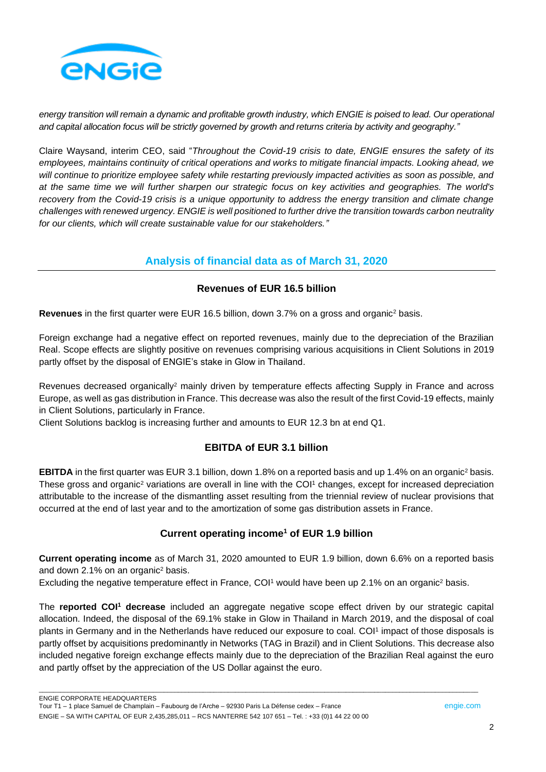*energy transition will remain a dynamic and profitable growth industry, which ENGIE is poised to lead. Our operational and capital allocation focus will be strictly governed by growth and returns criteria by activity and geography."*

Claire Waysand, interim CEO, said "*Throughout the Covid-19 crisis to date, ENGIE ensures the safety of its employees, maintains continuity of critical operations and works to mitigate financial impacts. Looking ahead, we will continue to prioritize employee safety while restarting previously impacted activities as soon as possible, and at the same time we will further sharpen our strategic focus on key activities and geographies. The world's recovery from the Covid-19 crisis is a unique opportunity to address the energy transition and climate change challenges with renewed urgency. ENGIE is well positioned to further drive the transition towards carbon neutrality for our clients, which will create sustainable value for our stakeholders."*

## Analysis of financial data as of March 31, 2020

### Revenues of EUR 16.5 billion

**Revenues** in the first quarter were EUR 16.5 billion, down 3.7% on a gross and organic[2] basis.

Foreign exchange had a negative effect on reported revenues, mainly due to the depreciation of the Brazilian Real. Scope effects are slightly positive on revenues comprising various acquisitions in Client Solutions in 2019 partly offset by the disposal of ENGIE's stake in Glow in Thailand.

Revenues decreased organically[2] mainly driven by temperature effects affecting Supply in France and across Europe, as well as gas distribution in France. This decrease was also the result of the first Covid-19 effects, mainly in Client Solutions, particularly in France.

Client Solutions backlog is increasing further and amounts to EUR 12.3 bn at end Q1.

### EBITDA of EUR 3.1 billion

**EBITDA** in the first quarter was EUR 3.1 billion, down 1.8% on a reported basis and up 1.4% on an organic[2] basis. These gross and organic[2] variations are overall in line with the COI[1] changes, except for increased depreciation attributable to the increase of the dismantling asset resulting from the triennial review of nuclear provisions that occurred at the end of last year and to the amortization of some gas distribution assets in France.

### Current operating income[1] of EUR 1.9 billion

**Current operating income** as of March 31, 2020 amounted to EUR 1.9 billion, down 6.6% on a reported basis and down 2.1% on an organic[2] basis.

Excluding the negative temperature effect in France, COI[1] would have been up 2.1% on an organic[2] basis.

The **reported COI[1] decrease** included an aggregate negative scope effect driven by our strategic capital allocation. Indeed, the disposal of the 69.1% stake in Glow in Thailand in March 2019, and the disposal of coal plants in Germany and in the Netherlands have reduced our exposure to coal. COI[1] impact of those disposals is partly offset by acquisitions predominantly in Networks (TAG in Brazil) and in Client Solutions. This decrease also included negative foreign exchange effects mainly due to the depreciation of the Brazilian Real against the euro and partly offset by the appreciation of the US Dollar against the euro.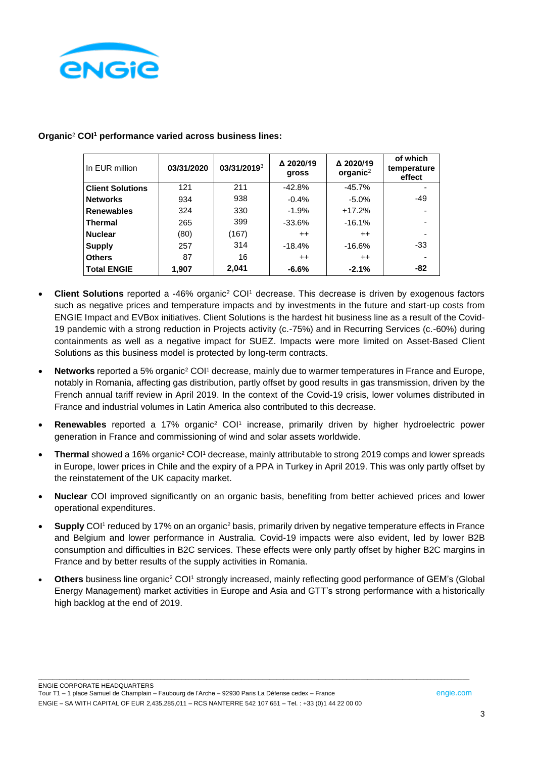**Organic[2] COI[1] performance varied across business lines:**

| In EUR million | 03/31/2020 | 03/31/2019[3] | Δ 2020/19 gross | Δ 2020/19 organic[2] | of which temperature effect |
|---|---|---|---|---|---|
| **Client Solutions** | 121 | 211 | -42.8% | -45.7% | - |
| **Networks** | 934 | 938 | -0.4% | -5.0% | -49 |
| **Renewables** | 324 | 330 | -1.9% | +17.2% | - |
| **Thermal** | 265 | 399 | -33.6% | -16.1% | - |
| **Nuclear** | (80) | (167) | ++ | ++ | - |
| **Supply** | 257 | 314 | -18.4% | -16.6% | -33 |
| **Others** | 87 | 16 | ++ | ++ | - |
| **Total ENGIE** | **1,907** | **2,041** | **-6.6%** | **-2.1%** | **-82** |

- **Client Solutions** reported a -46% organic[2] COI[1] decrease. This decrease is driven by exogenous factors such as negative prices and temperature impacts and by investments in the future and start-up costs from ENGIE Impact and EVBox initiatives. Client Solutions is the hardest hit business line as a result of the Covid-19 pandemic with a strong reduction in Projects activity (c.-75%) and in Recurring Services (c.-60%) during containments as well as a negative impact for SUEZ. Impacts were more limited on Asset-Based Client Solutions as this business model is protected by long-term contracts.
- **Networks** reported a 5% organic[2] COI[1] decrease, mainly due to warmer temperatures in France and Europe, notably in Romania, affecting gas distribution, partly offset by good results in gas transmission, driven by the French annual tariff review in April 2019. In the context of the Covid-19 crisis, lower volumes distributed in France and industrial volumes in Latin America also contributed to this decrease.
- **Renewables** reported a 17% organic[2] COI[1] increase, primarily driven by higher hydroelectric power generation in France and commissioning of wind and solar assets worldwide.
- **Thermal** showed a 16% organic[2] COI[1] decrease, mainly attributable to strong 2019 comps and lower spreads in Europe, lower prices in Chile and the expiry of a PPA in Turkey in April 2019. This was only partly offset by the reinstatement of the UK capacity market.
- **Nuclear** COI improved significantly on an organic basis, benefiting from better achieved prices and lower operational expenditures.
- **Supply** COI[1] reduced by 17% on an organic[2] basis, primarily driven by negative temperature effects in France and Belgium and lower performance in Australia. Covid-19 impacts were also evident, led by lower B2B consumption and difficulties in B2C services. These effects were only partly offset by higher B2C margins in France and by better results of the supply activities in Romania.
- **Others** business line organic[2] COI[1] strongly increased, mainly reflecting good performance of GEM's (Global Energy Management) market activities in Europe and Asia and GTT's strong performance with a historically high backlog at the end of 2019.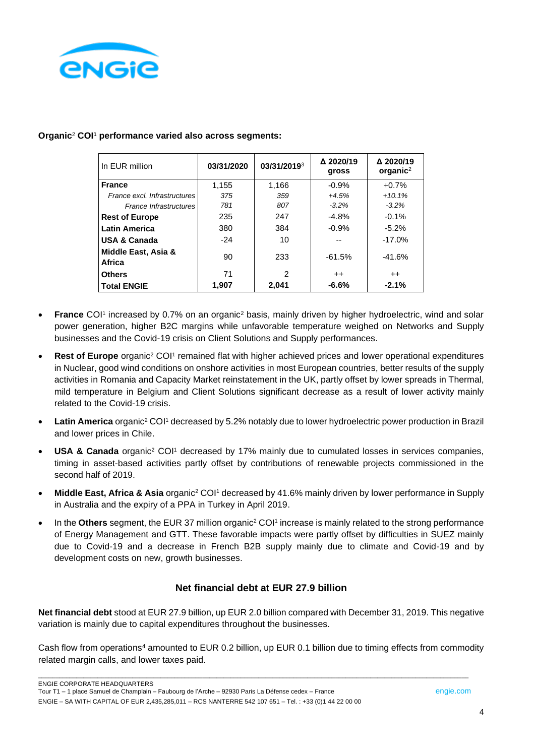**Organic[2] COI[1] performance varied also across segments:**

| In EUR million | 03/31/2020 | 03/31/2019[3] | Δ 2020/19 gross | Δ 2020/19 organic[2] |
|---|---|---|---|---|
| **France** | 1,155 | 1,166 | -0.9% | +0.7% |
| *France excl. Infrastructures* | *375* | *359* | *+4.5%* | *+10.1%* |
| *France Infrastructures* | *781* | *807* | *-3.2%* | *-3.2%* |
| **Rest of Europe** | 235 | 247 | -4.8% | -0.1% |
| **Latin America** | 380 | 384 | -0.9% | -5.2% |
| **USA & Canada** | -24 | 10 | -- | -17.0% |
| **Middle East, Asia & Africa** | 90 | 233 | -61.5% | -41.6% |
| **Others** | 71 | 2 | ++ | ++ |
| **Total ENGIE** | **1,907** | **2,041** | **-6.6%** | **-2.1%** |

- **France** COI[1] increased by 0.7% on an organic[2] basis, mainly driven by higher hydroelectric, wind and solar power generation, higher B2C margins while unfavorable temperature weighed on Networks and Supply businesses and the Covid-19 crisis on Client Solutions and Supply performances.
- **Rest of Europe** organic[2] COI[1] remained flat with higher achieved prices and lower operational expenditures in Nuclear, good wind conditions on onshore activities in most European countries, better results of the supply activities in Romania and Capacity Market reinstatement in the UK, partly offset by lower spreads in Thermal, mild temperature in Belgium and Client Solutions significant decrease as a result of lower activity mainly related to the Covid-19 crisis.
- **Latin America** organic[2] COI[1] decreased by 5.2% notably due to lower hydroelectric power production in Brazil and lower prices in Chile.
- **USA & Canada** organic[2] COI[1] decreased by 17% mainly due to cumulated losses in services companies, timing in asset-based activities partly offset by contributions of renewable projects commissioned in the second half of 2019.
- **Middle East, Africa & Asia** organic[2] COI[1] decreased by 41.6% mainly driven by lower performance in Supply in Australia and the expiry of a PPA in Turkey in April 2019.
- In the **Others** segment, the EUR 37 million organic[2] COI[1] increase is mainly related to the strong performance of Energy Management and GTT. These favorable impacts were partly offset by difficulties in SUEZ mainly due to Covid-19 and a decrease in French B2B supply mainly due to climate and Covid-19 and by development costs on new, growth businesses.

## Net financial debt at EUR 27.9 billion

**Net financial debt** stood at EUR 27.9 billion, up EUR 2.0 billion compared with December 31, 2019. This negative variation is mainly due to capital expenditures throughout the businesses.

Cash flow from operations[4] amounted to EUR 0.2 billion, up EUR 0.1 billion due to timing effects from commodity related margin calls, and lower taxes paid.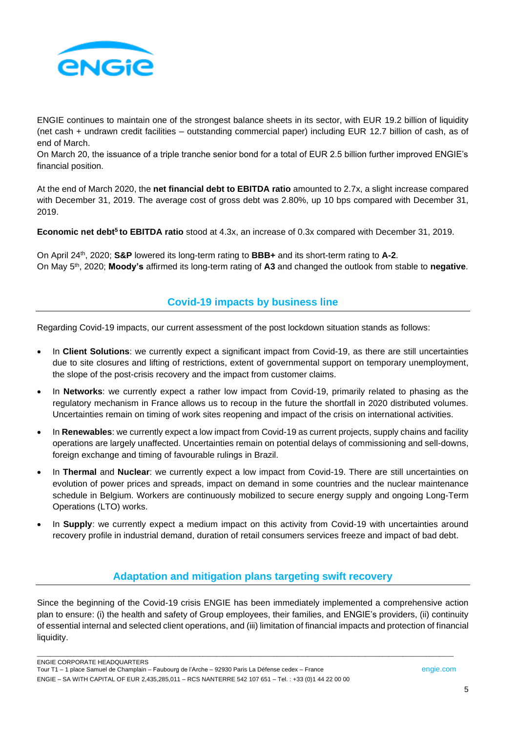ENGIE continues to maintain one of the strongest balance sheets in its sector, with EUR 19.2 billion of liquidity (net cash + undrawn credit facilities – outstanding commercial paper) including EUR 12.7 billion of cash, as of end of March.
On March 20, the issuance of a triple tranche senior bond for a total of EUR 2.5 billion further improved ENGIE's financial position.

At the end of March 2020, the **net financial debt to EBITDA ratio** amounted to 2.7x, a slight increase compared with December 31, 2019. The average cost of gross debt was 2.80%, up 10 bps compared with December 31, 2019.

**Economic net debt[5] to EBITDA ratio** stood at 4.3x, an increase of 0.3x compared with December 31, 2019.

On April 24th, 2020; **S&P** lowered its long-term rating to **BBB+** and its short-term rating to **A-2**.
On May 5th, 2020; **Moody's** affirmed its long-term rating of **A3** and changed the outlook from stable to **negative**.

## Covid-19 impacts by business line

Regarding Covid-19 impacts, our current assessment of the post lockdown situation stands as follows:

- In **Client Solutions**: we currently expect a significant impact from Covid-19, as there are still uncertainties due to site closures and lifting of restrictions, extent of governmental support on temporary unemployment, the slope of the post-crisis recovery and the impact from customer claims.
- In **Networks**: we currently expect a rather low impact from Covid-19, primarily related to phasing as the regulatory mechanism in France allows us to recoup in the future the shortfall in 2020 distributed volumes. Uncertainties remain on timing of work sites reopening and impact of the crisis on international activities.
- In **Renewables**: we currently expect a low impact from Covid-19 as current projects, supply chains and facility operations are largely unaffected. Uncertainties remain on potential delays of commissioning and sell-downs, foreign exchange and timing of favourable rulings in Brazil.
- In **Thermal** and **Nuclear**: we currently expect a low impact from Covid-19. There are still uncertainties on evolution of power prices and spreads, impact on demand in some countries and the nuclear maintenance schedule in Belgium. Workers are continuously mobilized to secure energy supply and ongoing Long-Term Operations (LTO) works.
- In **Supply**: we currently expect a medium impact on this activity from Covid-19 with uncertainties around recovery profile in industrial demand, duration of retail consumers services freeze and impact of bad debt.

## Adaptation and mitigation plans targeting swift recovery

Since the beginning of the Covid-19 crisis ENGIE has been immediately implemented a comprehensive action plan to ensure: (i) the health and safety of Group employees, their families, and ENGIE's providers, (ii) continuity of essential internal and selected client operations, and (iii) limitation of financial impacts and protection of financial liquidity.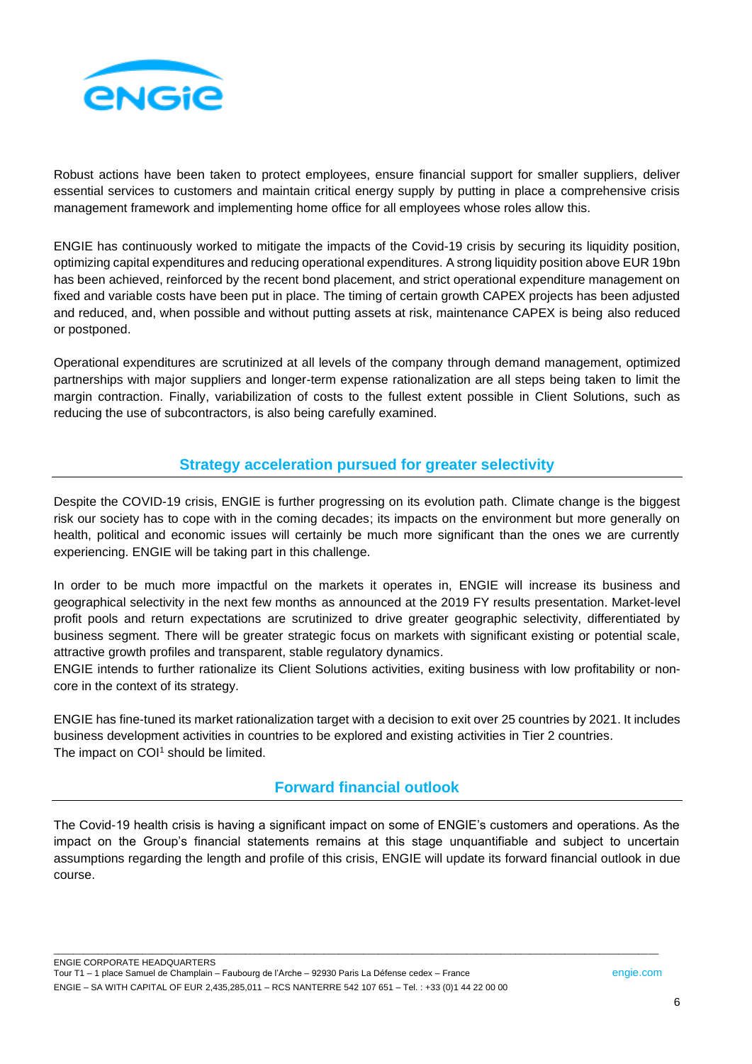Robust actions have been taken to protect employees, ensure financial support for smaller suppliers, deliver essential services to customers and maintain critical energy supply by putting in place a comprehensive crisis management framework and implementing home office for all employees whose roles allow this.

ENGIE has continuously worked to mitigate the impacts of the Covid-19 crisis by securing its liquidity position, optimizing capital expenditures and reducing operational expenditures. A strong liquidity position above EUR 19bn has been achieved, reinforced by the recent bond placement, and strict operational expenditure management on fixed and variable costs have been put in place. The timing of certain growth CAPEX projects has been adjusted and reduced, and, when possible and without putting assets at risk, maintenance CAPEX is being also reduced or postponed.

Operational expenditures are scrutinized at all levels of the company through demand management, optimized partnerships with major suppliers and longer-term expense rationalization are all steps being taken to limit the margin contraction. Finally, variabilization of costs to the fullest extent possible in Client Solutions, such as reducing the use of subcontractors, is also being carefully examined.

## Strategy acceleration pursued for greater selectivity

Despite the COVID-19 crisis, ENGIE is further progressing on its evolution path. Climate change is the biggest risk our society has to cope with in the coming decades; its impacts on the environment but more generally on health, political and economic issues will certainly be much more significant than the ones we are currently experiencing. ENGIE will be taking part in this challenge.

In order to be much more impactful on the markets it operates in, ENGIE will increase its business and geographical selectivity in the next few months as announced at the 2019 FY results presentation. Market-level profit pools and return expectations are scrutinized to drive greater geographic selectivity, differentiated by business segment. There will be greater strategic focus on markets with significant existing or potential scale, attractive growth profiles and transparent, stable regulatory dynamics.
ENGIE intends to further rationalize its Client Solutions activities, exiting business with low profitability or non-core in the context of its strategy.

ENGIE has fine-tuned its market rationalization target with a decision to exit over 25 countries by 2021. It includes business development activities in countries to be explored and existing activities in Tier 2 countries.
The impact on COI[1] should be limited.

## Forward financial outlook

The Covid-19 health crisis is having a significant impact on some of ENGIE's customers and operations. As the impact on the Group's financial statements remains at this stage unquantifiable and subject to uncertain assumptions regarding the length and profile of this crisis, ENGIE will update its forward financial outlook in due course.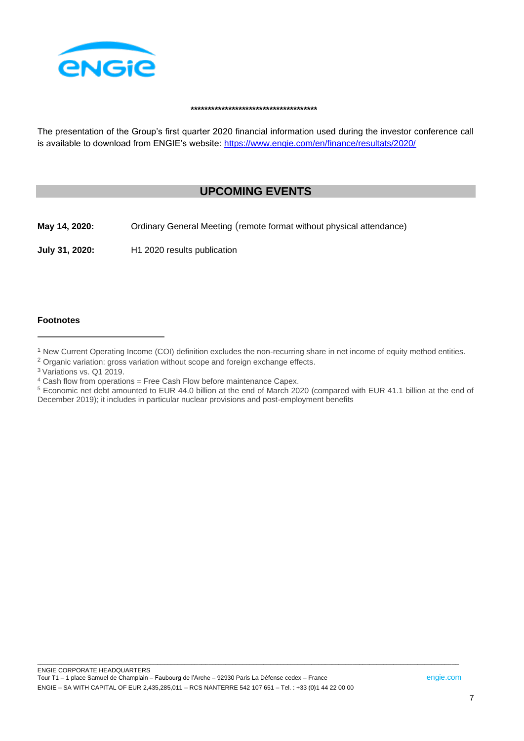***************************************

The presentation of the Group's first quarter 2020 financial information used during the investor conference call is available to download from ENGIE's website: [https://www.engie.com/en/finance/resultats/2020/](https://www.engie.com/en/finance/resultats/2020/)

## UPCOMING EVENTS

**May 14, 2020:** Ordinary General Meeting (remote format without physical attendance)

**July 31, 2020:** H1 2020 results publication

**Footnotes**

---

[1] New Current Operating Income (COI) definition excludes the non-recurring share in net income of equity method entities.

[2] Organic variation: gross variation without scope and foreign exchange effects.

[3] Variations vs. Q1 2019.

[4] Cash flow from operations = Free Cash Flow before maintenance Capex.

[5] Economic net debt amounted to EUR 44.0 billion at the end of March 2020 (compared with EUR 41.1 billion at the end of December 2019); it includes in particular nuclear provisions and post-employment benefits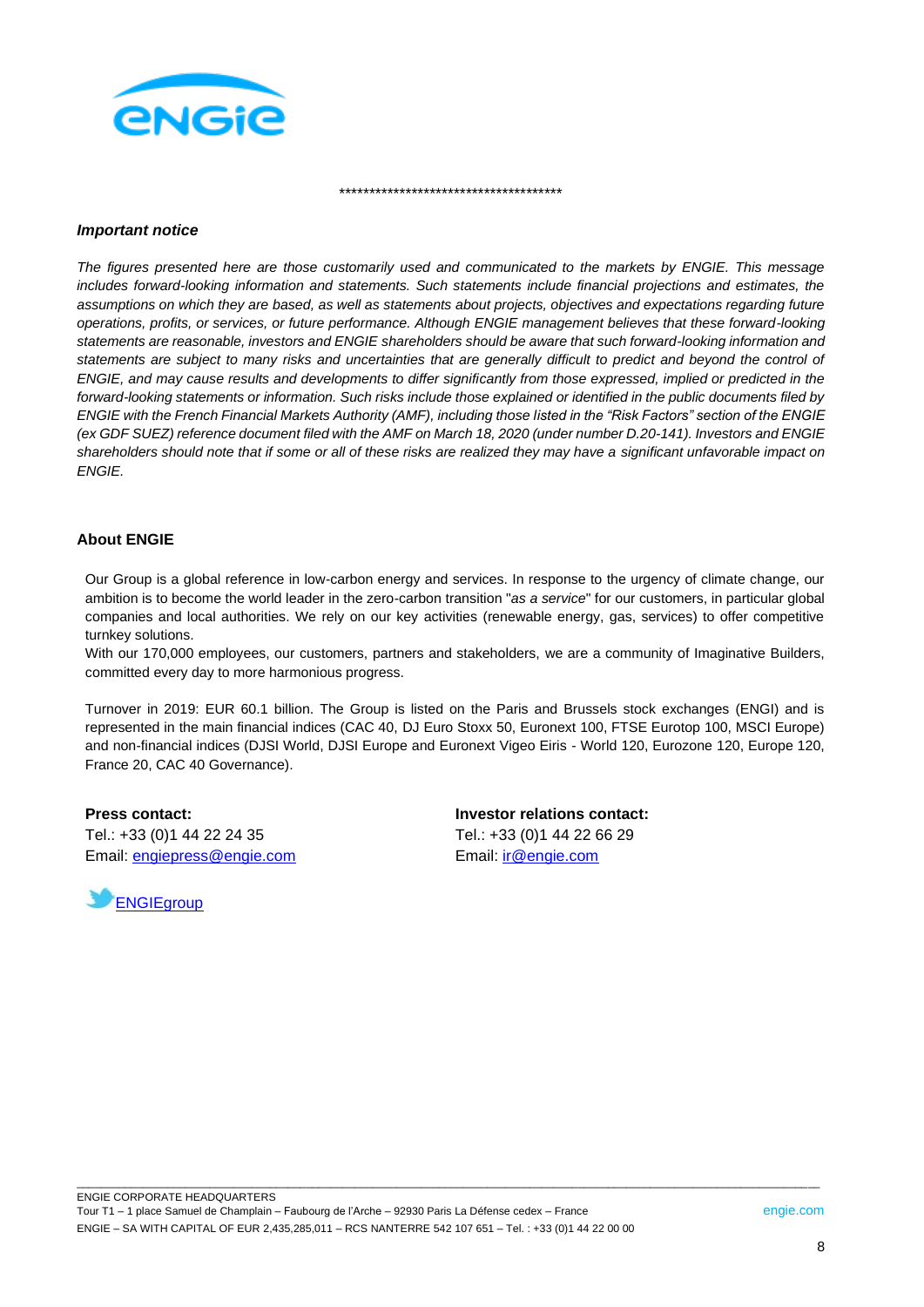**************************************

***Important notice***

*The figures presented here are those customarily used and communicated to the markets by ENGIE. This message includes forward-looking information and statements. Such statements include financial projections and estimates, the assumptions on which they are based, as well as statements about projects, objectives and expectations regarding future operations, profits, or services, or future performance. Although ENGIE management believes that these forward-looking statements are reasonable, investors and ENGIE shareholders should be aware that such forward-looking information and statements are subject to many risks and uncertainties that are generally difficult to predict and beyond the control of ENGIE, and may cause results and developments to differ significantly from those expressed, implied or predicted in the forward-looking statements or information. Such risks include those explained or identified in the public documents filed by ENGIE with the French Financial Markets Authority (AMF), including those listed in the "Risk Factors" section of the ENGIE (ex GDF SUEZ) reference document filed with the AMF on March 18, 2020 (under number D.20-141). Investors and ENGIE shareholders should note that if some or all of these risks are realized they may have a significant unfavorable impact on ENGIE.*

**About ENGIE**

Our Group is a global reference in low-carbon energy and services. In response to the urgency of climate change, our ambition is to become the world leader in the zero-carbon transition "*as a service*" for our customers, in particular global companies and local authorities. We rely on our key activities (renewable energy, gas, services) to offer competitive turnkey solutions.
With our 170,000 employees, our customers, partners and stakeholders, we are a community of Imaginative Builders, committed every day to more harmonious progress.

Turnover in 2019: EUR 60.1 billion. The Group is listed on the Paris and Brussels stock exchanges (ENGI) and is represented in the main financial indices (CAC 40, DJ Euro Stoxx 50, Euronext 100, FTSE Eurotop 100, MSCI Europe) and non-financial indices (DJSI World, DJSI Europe and Euronext Vigeo Eiris - World 120, Eurozone 120, Europe 120, France 20, CAC 40 Governance).

**Press contact:**
Tel.: +33 (0)1 44 22 24 35
Email: engiepress@engie.com

**Investor relations contact:**
Tel.: +33 (0)1 44 22 66 29
Email: ir@engie.com

ENGIEgroup

ENGIE CORPORATE HEADQUARTERS
Tour T1 – 1 place Samuel de Champlain – Faubourg de l'Arche – 92930 Paris La Défense cedex – France
ENGIE – SA WITH CAPITAL OF EUR 2,435,285,011 – RCS NANTERRE 542 107 651 – Tel. : +33 (0)1 44 22 00 00
engie.com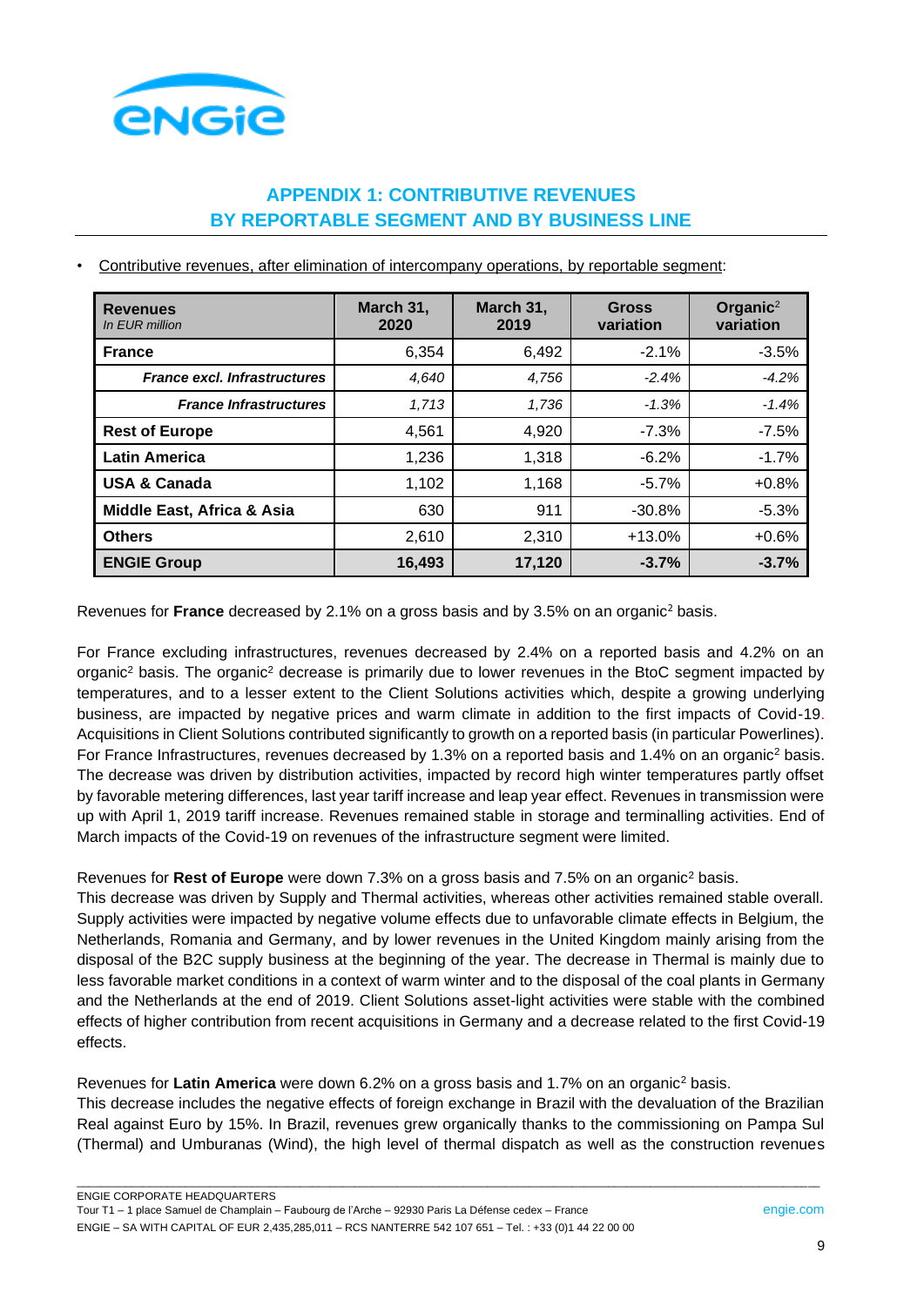## APPENDIX 1: CONTRIBUTIVE REVENUES BY REPORTABLE SEGMENT AND BY BUSINESS LINE

- Contributive revenues, after elimination of intercompany operations, by reportable segment:

| **Revenues** *In EUR million* | **March 31, 2020** | **March 31, 2019** | **Gross variation** | **Organic[2] variation** |
|---|---|---|---|---|
| **France** | 6,354 | 6,492 | -2.1% | -3.5% |
| ***France excl. Infrastructures*** | *4,640* | *4,756* | *-2.4%* | *-4.2%* |
| ***France Infrastructures*** | *1,713* | *1,736* | *-1.3%* | *-1.4%* |
| **Rest of Europe** | 4,561 | 4,920 | -7.3% | -7.5% |
| **Latin America** | 1,236 | 1,318 | -6.2% | -1.7% |
| **USA & Canada** | 1,102 | 1,168 | -5.7% | +0.8% |
| **Middle East, Africa & Asia** | 630 | 911 | -30.8% | -5.3% |
| **Others** | 2,610 | 2,310 | +13.0% | +0.6% |
| **ENGIE Group** | **16,493** | **17,120** | **-3.7%** | **-3.7%** |

Revenues for **France** decreased by 2.1% on a gross basis and by 3.5% on an organic[2] basis.

For France excluding infrastructures, revenues decreased by 2.4% on a reported basis and 4.2% on an organic[2] basis. The organic[2] decrease is primarily due to lower revenues in the BtoC segment impacted by temperatures, and to a lesser extent to the Client Solutions activities which, despite a growing underlying business, are impacted by negative prices and warm climate in addition to the first impacts of Covid-19. Acquisitions in Client Solutions contributed significantly to growth on a reported basis (in particular Powerlines). For France Infrastructures, revenues decreased by 1.3% on a reported basis and 1.4% on an organic[2] basis. The decrease was driven by distribution activities, impacted by record high winter temperatures partly offset by favorable metering differences, last year tariff increase and leap year effect. Revenues in transmission were up with April 1, 2019 tariff increase. Revenues remained stable in storage and terminalling activities. End of March impacts of the Covid-19 on revenues of the infrastructure segment were limited.

Revenues for **Rest of Europe** were down 7.3% on a gross basis and 7.5% on an organic[2] basis.
This decrease was driven by Supply and Thermal activities, whereas other activities remained stable overall. Supply activities were impacted by negative volume effects due to unfavorable climate effects in Belgium, the Netherlands, Romania and Germany, and by lower revenues in the United Kingdom mainly arising from the disposal of the B2C supply business at the beginning of the year. The decrease in Thermal is mainly due to less favorable market conditions in a context of warm winter and to the disposal of the coal plants in Germany and the Netherlands at the end of 2019. Client Solutions asset-light activities were stable with the combined effects of higher contribution from recent acquisitions in Germany and a decrease related to the first Covid-19 effects.

Revenues for **Latin America** were down 6.2% on a gross basis and 1.7% on an organic[2] basis.
This decrease includes the negative effects of foreign exchange in Brazil with the devaluation of the Brazilian Real against Euro by 15%. In Brazil, revenues grew organically thanks to the commissioning on Pampa Sul (Thermal) and Umburanas (Wind), the high level of thermal dispatch as well as the construction revenues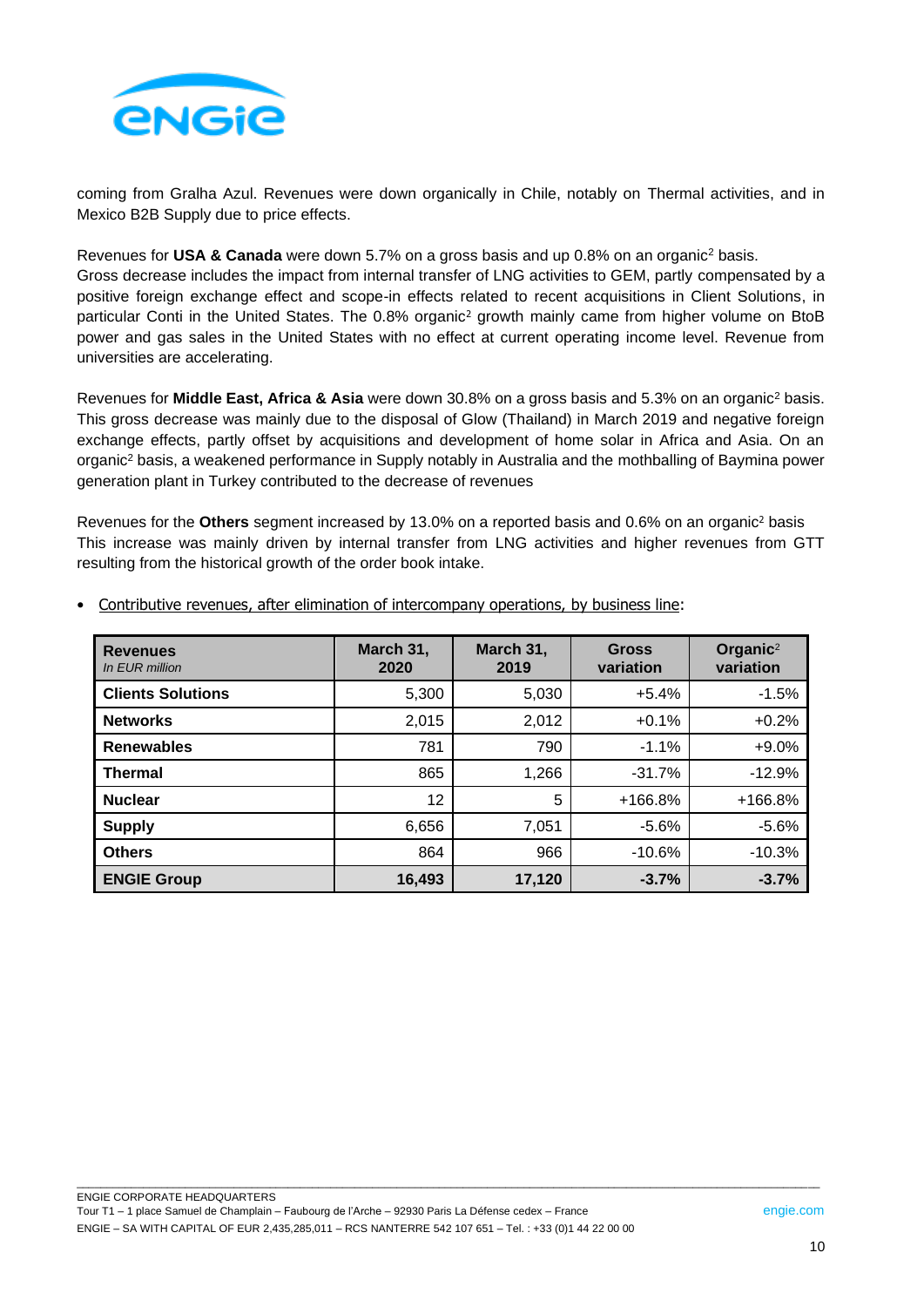coming from Gralha Azul. Revenues were down organically in Chile, notably on Thermal activities, and in Mexico B2B Supply due to price effects.

Revenues for **USA & Canada** were down 5.7% on a gross basis and up 0.8% on an organic[2] basis.
Gross decrease includes the impact from internal transfer of LNG activities to GEM, partly compensated by a positive foreign exchange effect and scope-in effects related to recent acquisitions in Client Solutions, in particular Conti in the United States. The 0.8% organic[2] growth mainly came from higher volume on BtoB power and gas sales in the United States with no effect at current operating income level. Revenue from universities are accelerating.

Revenues for **Middle East, Africa & Asia** were down 30.8% on a gross basis and 5.3% on an organic[2] basis. This gross decrease was mainly due to the disposal of Glow (Thailand) in March 2019 and negative foreign exchange effects, partly offset by acquisitions and development of home solar in Africa and Asia. On an organic[2] basis, a weakened performance in Supply notably in Australia and the mothballing of Baymina power generation plant in Turkey contributed to the decrease of revenues

Revenues for the **Others** segment increased by 13.0% on a reported basis and 0.6% on an organic[2] basis This increase was mainly driven by internal transfer from LNG activities and higher revenues from GTT resulting from the historical growth of the order book intake.

- Contributive revenues, after elimination of intercompany operations, by business line:

| **Revenues** *In EUR million* | **March 31, 2020** | **March 31, 2019** | **Gross variation** | **Organic[2] variation** |
|---|---|---|---|---|
| **Clients Solutions** | 5,300 | 5,030 | +5.4% | -1.5% |
| **Networks** | 2,015 | 2,012 | +0.1% | +0.2% |
| **Renewables** | 781 | 790 | -1.1% | +9.0% |
| **Thermal** | 865 | 1,266 | -31.7% | -12.9% |
| **Nuclear** | 12 | 5 | +166.8% | +166.8% |
| **Supply** | 6,656 | 7,051 | -5.6% | -5.6% |
| **Others** | 864 | 966 | -10.6% | -10.3% |
| **ENGIE Group** | **16,493** | **17,120** | **-3.7%** | **-3.7%** |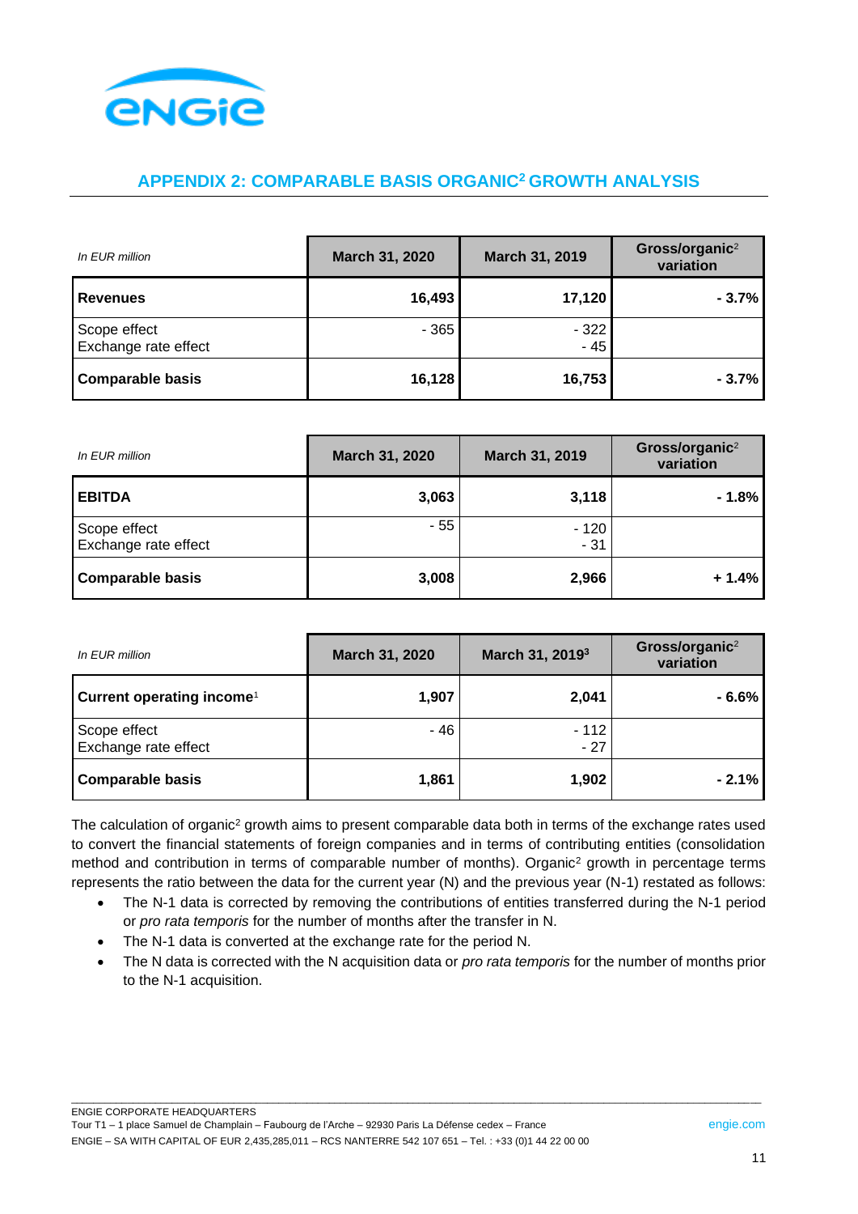## APPENDIX 2: COMPARABLE BASIS ORGANIC[2] GROWTH ANALYSIS

| *In EUR million* | March 31, 2020 | March 31, 2019 | Gross/organic[2] variation |
|---|---|---|---|
| **Revenues** | **16,493** | **17,120** | **- 3.7%** |
| Scope effect<br>Exchange rate effect | - 365 | - 322<br>- 45 | |
| **Comparable basis** | **16,128** | **16,753** | **- 3.7%** |

| *In EUR million* | March 31, 2020 | March 31, 2019 | Gross/organic[2] variation |
|---|---|---|---|
| **EBITDA** | **3,063** | **3,118** | **- 1.8%** |
| Scope effect<br>Exchange rate effect | - 55 | - 120<br>- 31 | |
| **Comparable basis** | **3,008** | **2,966** | **+ 1.4%** |

| *In EUR million* | March 31, 2020 | March 31, 2019[3] | Gross/organic[2] variation |
|---|---|---|---|
| **Current operating income[1]** | **1,907** | **2,041** | **- 6.6%** |
| Scope effect<br>Exchange rate effect | - 46 | - 112<br>- 27 | |
| **Comparable basis** | **1,861** | **1,902** | **- 2.1%** |

The calculation of organic[2] growth aims to present comparable data both in terms of the exchange rates used to convert the financial statements of foreign companies and in terms of contributing entities (consolidation method and contribution in terms of comparable number of months). Organic[2] growth in percentage terms represents the ratio between the data for the current year (N) and the previous year (N-1) restated as follows:

- The N-1 data is corrected by removing the contributions of entities transferred during the N-1 period or *pro rata temporis* for the number of months after the transfer in N.
- The N-1 data is converted at the exchange rate for the period N.
- The N data is corrected with the N acquisition data or *pro rata temporis* for the number of months prior to the N-1 acquisition.

ENGIE CORPORATE HEADQUARTERS
Tour T1 – 1 place Samuel de Champlain – Faubourg de l'Arche – 92930 Paris La Défense cedex – France
ENGIE – SA WITH CAPITAL OF EUR 2,435,285,011 – RCS NANTERRE 542 107 651 – Tel. : +33 (0)1 44 22 00 00
engie.com